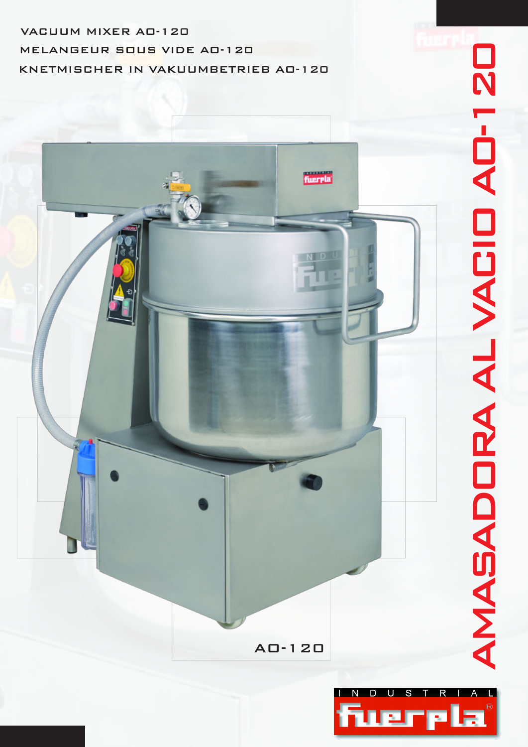VACUUM MIXER AO-120

MELANGEUR SOUS VIDE AO-120

KNETMISCHER IN VAKUUMBETRIEB AO-120

# AMASADORA AL VACIO AO-120

AO-120

INDUSTRIAL fuerpla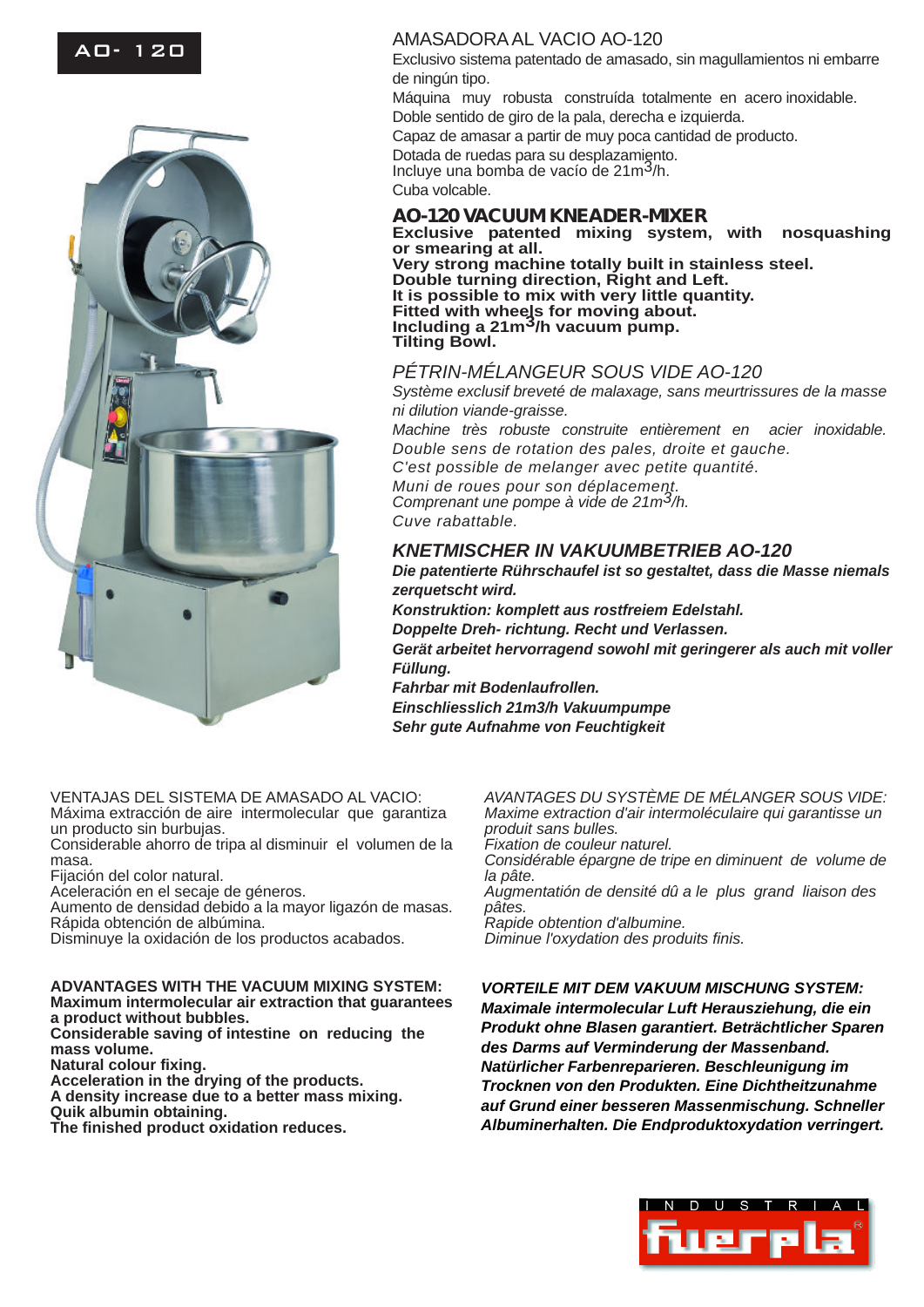AO- 120

## AMASADORA AL VACIO AO-120

Exclusivo sistema patentado de amasado, sin magullamientos ni embarre de ningún tipo.
Máquina muy robusta construída totalmente en acero inoxidable.
Doble sentido de giro de la pala, derecha e izquierda.
Capaz de amasar a partir de muy poca cantidad de producto.
Dotada de ruedas para su desplazamiento.
Incluye una bomba de vacío de 21m$^3$/h.
Cuba volcable.

## AO-120 VACUUM KNEADER-MIXER

**Exclusive patented mixing system, with nosquashing or smearing at all.**
**Very strong machine totally built in stainless steel.**
**Double turning direction, Right and Left.**
**It is possible to mix with very little quantity.**
**Fitted with wheels for moving about.**
**Including a 21m$^3$/h vacuum pump.**
**Tilting Bowl.**

## *PÉTRIN-MÉLANGEUR SOUS VIDE AO-120*

*Système exclusif breveté de malaxage, sans meurtrissures de la masse ni dilution viande-graisse.*
*Machine très robuste construite entièrement en acier inoxidable.*
*Double sens de rotation des pales, droite et gauche.*
*C'est possible de melanger avec petite quantité.*
*Muni de roues pour son déplacement.*
*Comprenant une pompe à vide de 21m$^3$/h.*
*Cuve rabattable.*

## *KNETMISCHER IN VAKUUMBETRIEB AO-120*

***Die patentierte Rührschaufel ist so gestaltet, dass die Masse niemals zerquetscht wird.***
***Konstruktion: komplett aus rostfreiem Edelstahl.***
***Doppelte Dreh- richtung. Recht und Verlassen.***
***Gerät arbeitet hervorragend sowohl mit geringerer als auch mit voller Füllung.***
***Fahrbar mit Bodenlaufrollen.***
***Einschliesslich 21m3/h Vakuumpumpe***
***Sehr gute Aufnahme von Feuchtigkeit***

VENTAJAS DEL SISTEMA DE AMASADO AL VACIO:
Máxima extracción de aire intermolecular que garantiza un producto sin burbujas.
Considerable ahorro de tripa al disminuir el volumen de la masa.
Fijación del color natural.
Aceleración en el secaje de géneros.
Aumento de densidad debido a la mayor ligazón de masas.
Rápida obtención de albúmina.
Disminuye la oxidación de los productos acabados.

*AVANTAGES DU SYSTÈME DE MÉLANGER SOUS VIDE:*
*Maxime extraction d'air intermoléculaire qui garantisse un produit sans bulles.*
*Fixation de couleur naturel.*
*Considérable épargne de tripe en diminuent de volume de la pâte.*
*Augmentation de densité dû a le plus grand liaison des pâtes.*
*Rapide obtention d'albumine.*
*Diminue l'oxydation des produits finis.*

**ADVANTAGES WITH THE VACUUM MIXING SYSTEM:**
**Maximum intermolecular air extraction that guarantees a product without bubbles.**
**Considerable saving of intestine on reducing the mass volume.**
**Natural colour fixing.**
**Acceleration in the drying of the products.**
**A density increase due to a better mass mixing.**
**Quik albumin obtaining.**
**The finished product oxidation reduces.**

***VORTEILE MIT DEM VAKUUM MISCHUNG SYSTEM:***
***Maximale intermolecular Luft Herausziehung, die ein Produkt ohne Blasen garantiert. Beträchtlicher Sparen des Darms auf Verminderung der Massenband. Natürlicher Farbenreparieren. Beschleunigung im Trocknen von den Produkten. Eine Dichtheitzunahme auf Grund einer besseren Massenmischung. Schneller Albuminerhalten. Die Endproduktoxydation verringert.***

INDUSTRIAL fuerpla®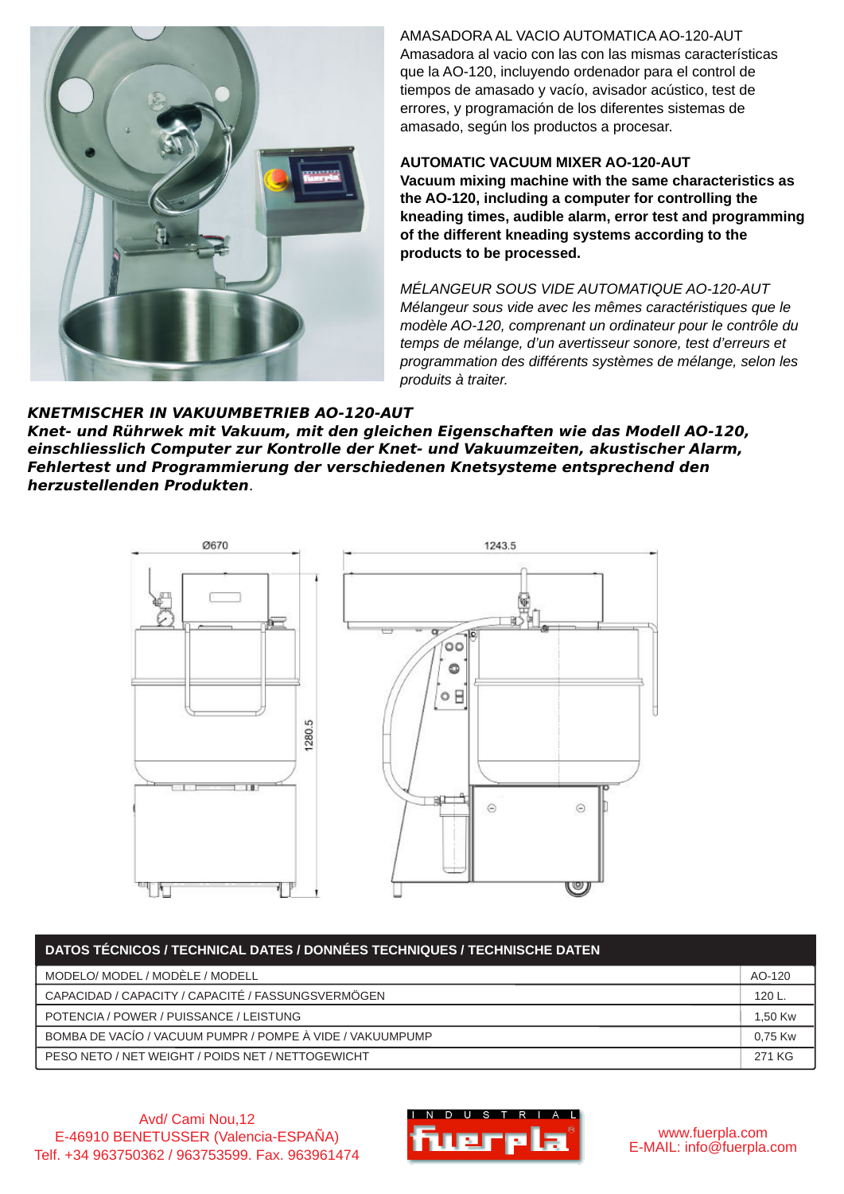AMASADORA AL VACIO AUTOMATICA AO-120-AUT
Amasadora al vacio con las con las mismas características que la AO-120, incluyendo ordenador para el control de tiempos de amasado y vacío, avisador acústico, test de errores, y programación de los diferentes sistemas de amasado, según los productos a procesar.

**AUTOMATIC VACUUM MIXER AO-120-AUT**
**Vacuum mixing machine with the same characteristics as the AO-120, including a computer for controlling the kneading times, audible alarm, error test and programming of the different kneading systems according to the products to be processed.**

*MÉLANGEUR SOUS VIDE AUTOMATIQUE AO-120-AUT*
*Mélangeur sous vide avec les mêmes caractéristiques que le modèle AO-120, comprenant un ordinateur pour le contrôle du temps de mélange, d'un avertisseur sonore, test d'erreurs et programmation des différents systèmes de mélange, selon les produits à traiter.*

***KNETMISCHER IN VAKUUMBETRIEB AO-120-AUT***
***Knet- und Rührwek mit Vakuum, mit den gleichen Eigenschaften wie das Modell AO-120, einschliesslich Computer zur Kontrolle der Knet- und Vakuumzeiten, akustischer Alarm, Fehlertest und Programmierung der verschiedenen Knetsysteme entsprechend den herzustellenden Produkten***.

Ø670

1243.5

1280.5

| DATOS TÉCNICOS / TECHNICAL DATES / DONNÉES TECHNIQUES / TECHNISCHE DATEN | |
|---|---|
| MODELO/ MODEL / MODÈLE / MODELL | AO-120 |
| CAPACIDAD / CAPACITY / CAPACITÉ / FASSUNGSVERMÖGEN | 120 L. |
| POTENCIA / POWER / PUISSANCE / LEISTUNG | 1,50 Kw |
| BOMBA DE VACÍO / VACUUM PUMPR / POMPE À VIDE / VAKUUMPUMP | 0,75 Kw |
| PESO NETO / NET WEIGHT / POIDS NET / NETTOGEWICHT | 271 KG |

Avd/ Cami Nou,12
E-46910 BENETUSSER (Valencia-ESPAÑA)
Telf. +34 963750362 / 963753599. Fax. 963961474

INDUSTRIAL fuerpla

www.fuerpla.com
E-MAIL: info@fuerpla.com